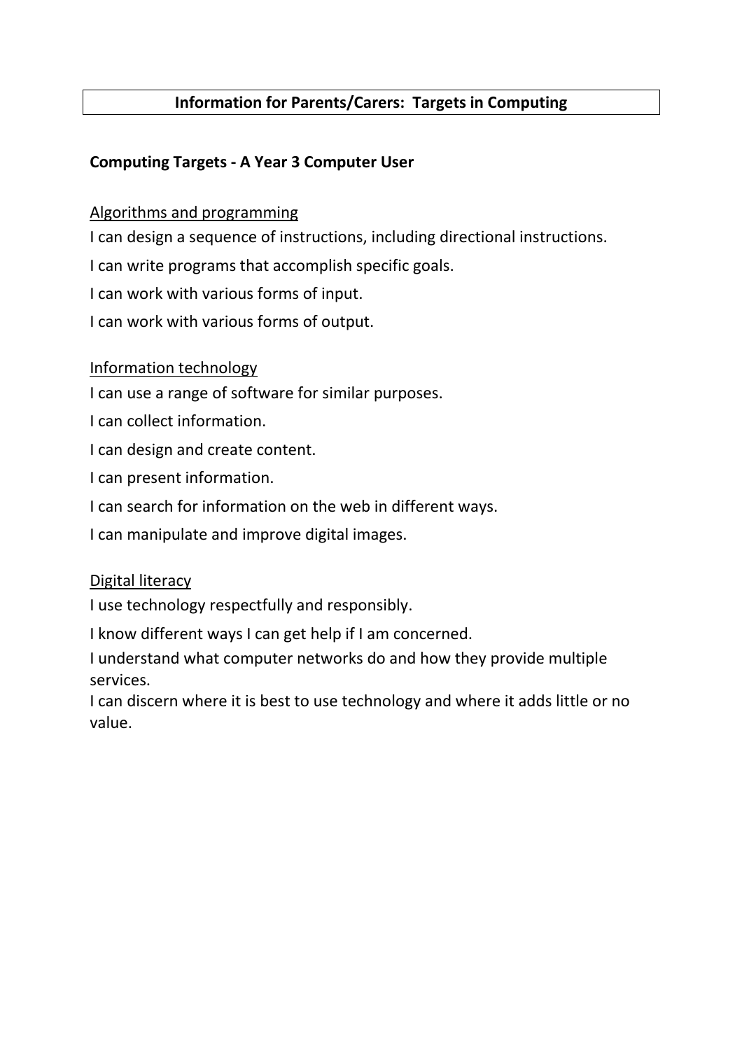# Information for Parents/Carers: Targets in Computing

## Computing Targets - A Year 3 Computer User

<u>Algorithms and programming</u>

I can design a sequence of instructions, including directional instructions.

I can write programs that accomplish specific goals.

I can work with various forms of input.

I can work with various forms of output.

<u>Information technology</u>

I can use a range of software for similar purposes.

I can collect information.

I can design and create content.

I can present information.

I can search for information on the web in different ways.

I can manipulate and improve digital images.

<u>Digital literacy</u>

I use technology respectfully and responsibly.

I know different ways I can get help if I am concerned.

I understand what computer networks do and how they provide multiple services.

I can discern where it is best to use technology and where it adds little or no value.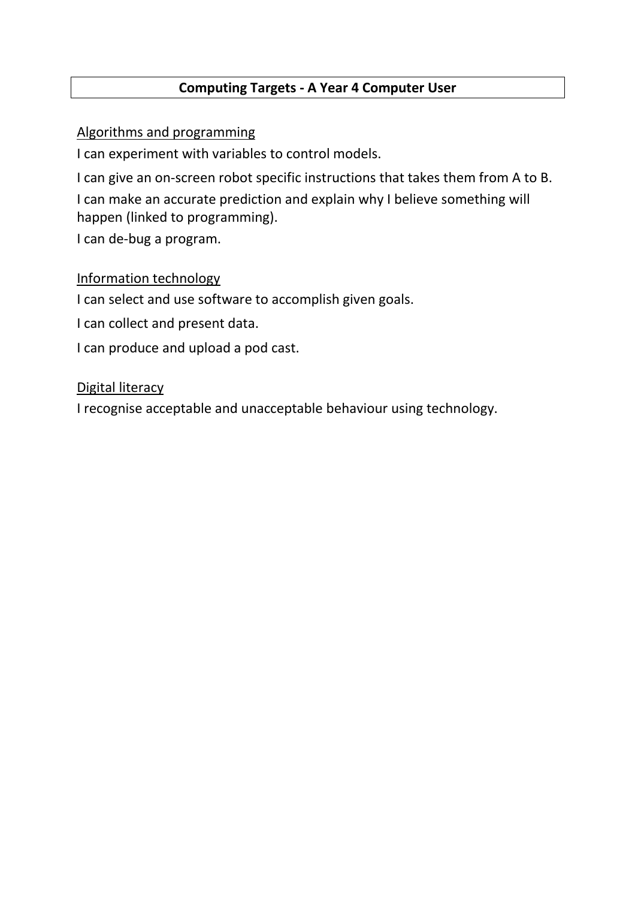# Computing Targets - A Year 4 Computer User

<u>Algorithms and programming</u>

I can experiment with variables to control models.

I can give an on-screen robot specific instructions that takes them from A to B.

I can make an accurate prediction and explain why I believe something will happen (linked to programming).

I can de-bug a program.

<u>Information technology</u>

I can select and use software to accomplish given goals.

I can collect and present data.

I can produce and upload a pod cast.

<u>Digital literacy</u>

I recognise acceptable and unacceptable behaviour using technology.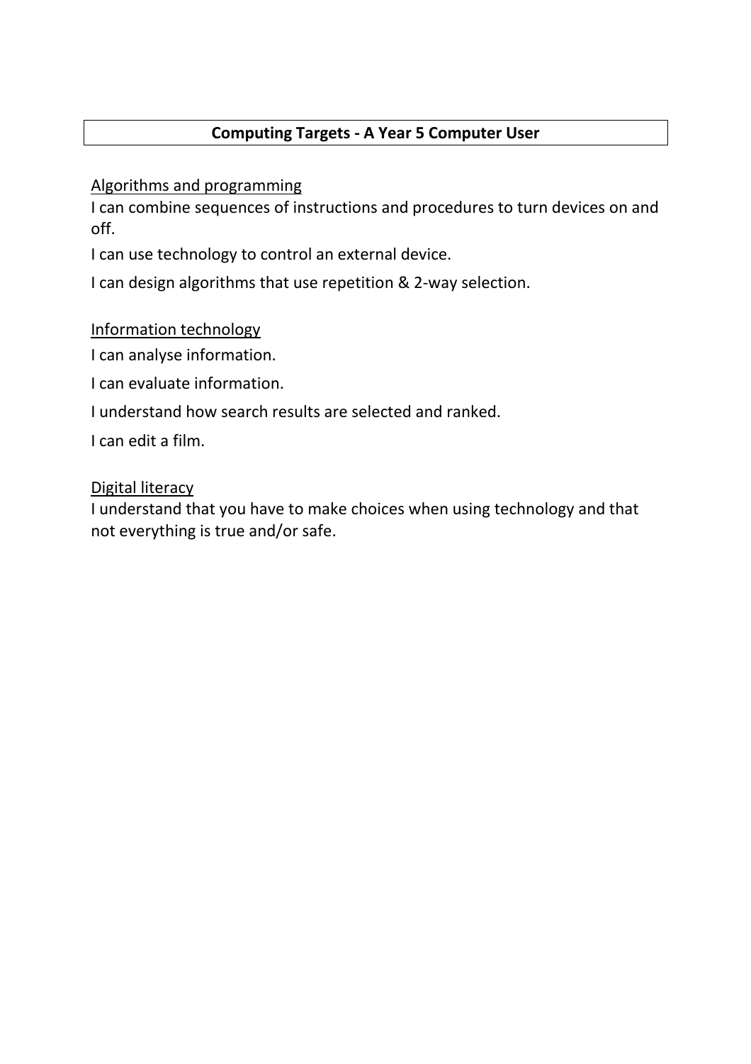**Computing Targets - A Year 5 Computer User**

Algorithms and programming

I can combine sequences of instructions and procedures to turn devices on and off.

I can use technology to control an external device.

I can design algorithms that use repetition & 2-way selection.

Information technology

I can analyse information.

I can evaluate information.

I understand how search results are selected and ranked.

I can edit a film.

Digital literacy

I understand that you have to make choices when using technology and that not everything is true and/or safe.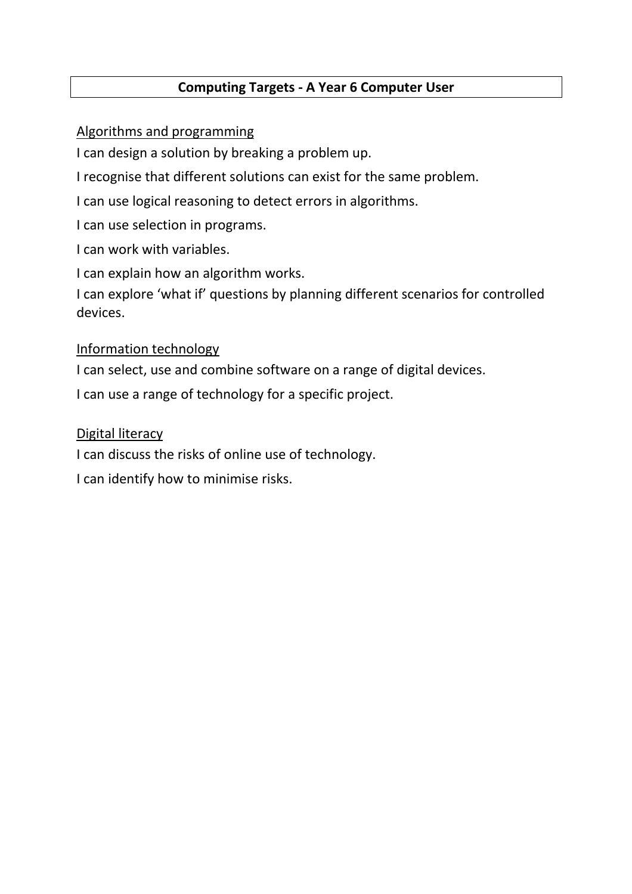# Computing Targets - A Year 6 Computer User

## Algorithms and programming

I can design a solution by breaking a problem up.

I recognise that different solutions can exist for the same problem.

I can use logical reasoning to detect errors in algorithms.

I can use selection in programs.

I can work with variables.

I can explain how an algorithm works.

I can explore 'what if' questions by planning different scenarios for controlled devices.

## Information technology

I can select, use and combine software on a range of digital devices.

I can use a range of technology for a specific project.

## Digital literacy

I can discuss the risks of online use of technology.

I can identify how to minimise risks.